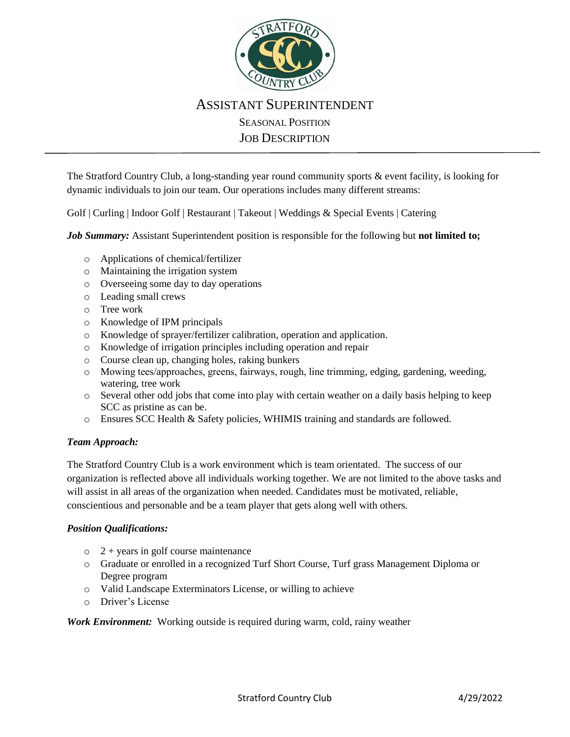# ASSISTANT SUPERINTENDENT

## SEASONAL POSITION

## JOB DESCRIPTION

---

The Stratford Country Club, a long-standing year round community sports & event facility, is looking for dynamic individuals to join our team. Our operations includes many different streams:

Golf | Curling | Indoor Golf | Restaurant | Takeout | Weddings & Special Events | Catering

***Job Summary:*** Assistant Superintendent position is responsible for the following but **not limited to;**

- Applications of chemical/fertilizer
- Maintaining the irrigation system
- Overseeing some day to day operations
- Leading small crews
- Tree work
- Knowledge of IPM principals
- Knowledge of sprayer/fertilizer calibration, operation and application.
- Knowledge of irrigation principles including operation and repair
- Course clean up, changing holes, raking bunkers
- Mowing tees/approaches, greens, fairways, rough, line trimming, edging, gardening, weeding, watering, tree work
- Several other odd jobs that come into play with certain weather on a daily basis helping to keep SCC as pristine as can be.
- Ensures SCC Health & Safety policies, WHIMIS training and standards are followed.

***Team Approach:***

The Stratford Country Club is a work environment which is team orientated. The success of our organization is reflected above all individuals working together. We are not limited to the above tasks and will assist in all areas of the organization when needed. Candidates must be motivated, reliable, conscientious and personable and be a team player that gets along well with others.

***Position Qualifications:***

- 2 + years in golf course maintenance
- Graduate or enrolled in a recognized Turf Short Course, Turf grass Management Diploma or Degree program
- Valid Landscape Exterminators License, or willing to achieve
- Driver's License

***Work Environment:*** Working outside is required during warm, cold, rainy weather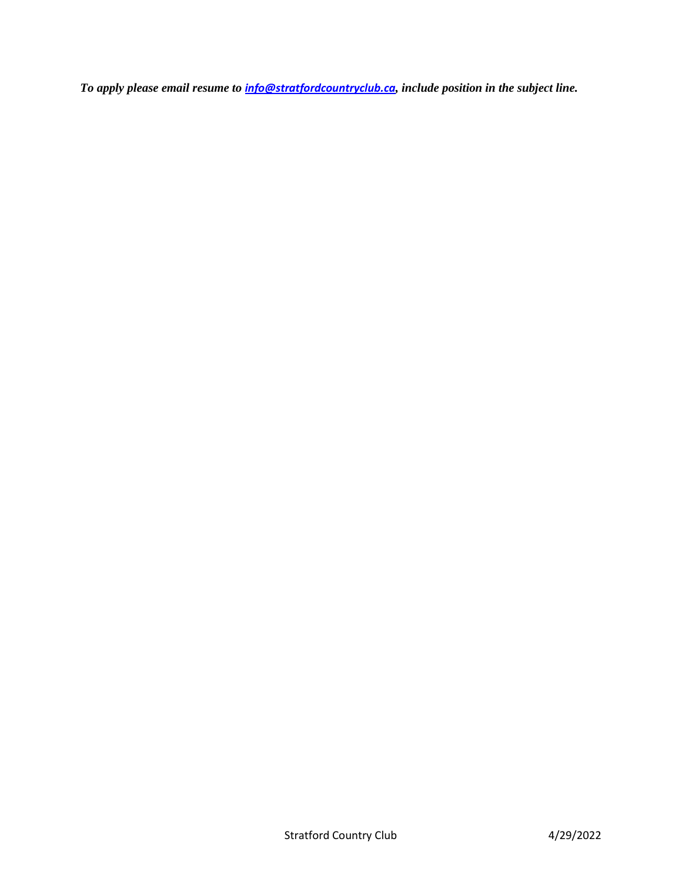***To apply please email resume to [info@stratfordcountryclub.ca](mailto:info@stratfordcountryclub.ca), include position in the subject line.***